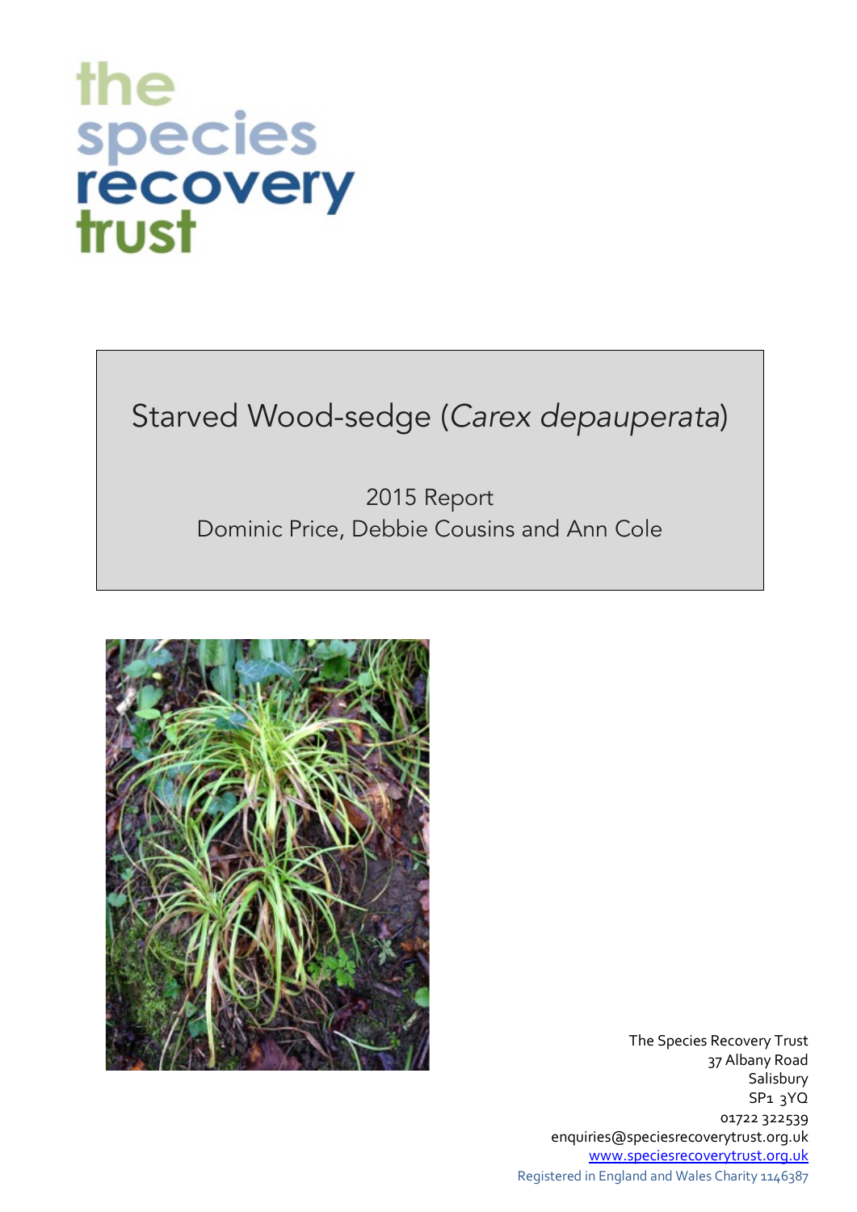the species recovery trust

# Starved Wood-sedge (*Carex depauperata*)

2015 Report
Dominic Price, Debbie Cousins and Ann Cole

The Species Recovery Trust
37 Albany Road
Salisbury
SP1 3YQ
01722 322539
enquiries@speciesrecoverytrust.org.uk
[www.speciesrecoverytrust.org.uk](http://www.speciesrecoverytrust.org.uk)
Registered in England and Wales Charity 1146387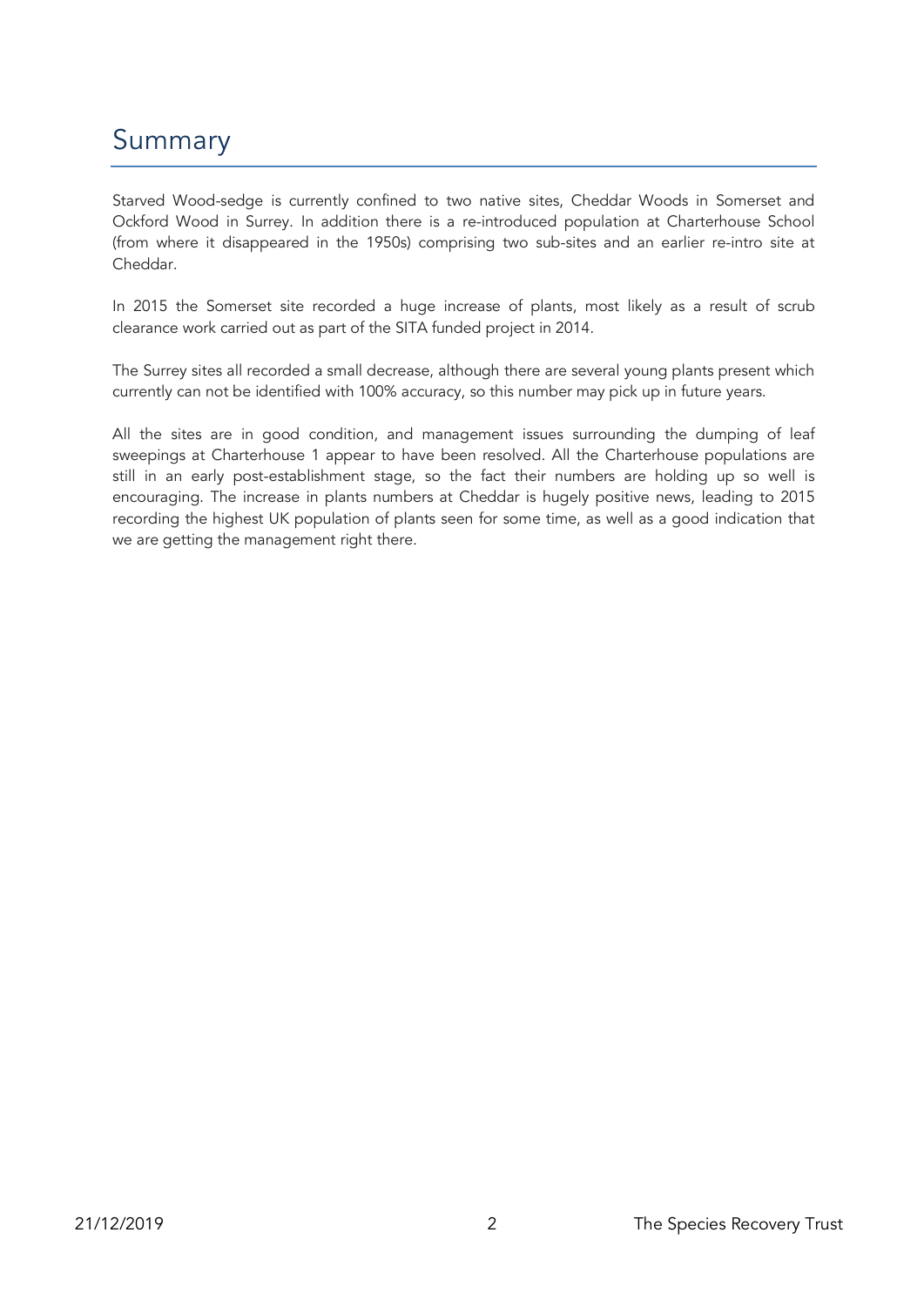# Summary

Starved Wood-sedge is currently confined to two native sites, Cheddar Woods in Somerset and Ockford Wood in Surrey. In addition there is a re-introduced population at Charterhouse School (from where it disappeared in the 1950s) comprising two sub-sites and an earlier re-intro site at Cheddar.

In 2015 the Somerset site recorded a huge increase of plants, most likely as a result of scrub clearance work carried out as part of the SITA funded project in 2014.

The Surrey sites all recorded a small decrease, although there are several young plants present which currently can not be identified with 100% accuracy, so this number may pick up in future years.

All the sites are in good condition, and management issues surrounding the dumping of leaf sweepings at Charterhouse 1 appear to have been resolved. All the Charterhouse populations are still in an early post-establishment stage, so the fact their numbers are holding up so well is encouraging. The increase in plants numbers at Cheddar is hugely positive news, leading to 2015 recording the highest UK population of plants seen for some time, as well as a good indication that we are getting the management right there.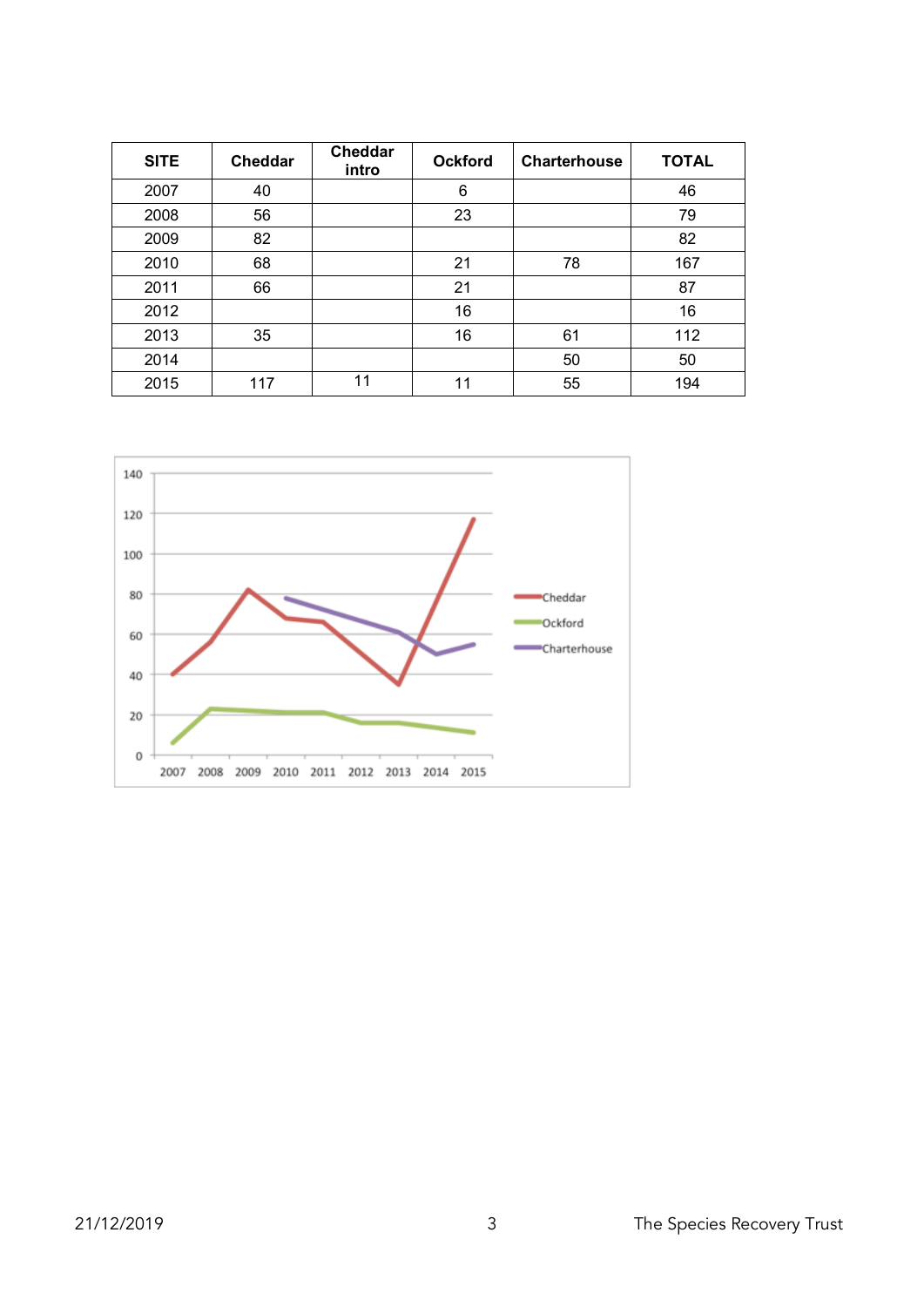| SITE | Cheddar | Cheddar intro | Ockford | Charterhouse | TOTAL |
|---|---|---|---|---|---|
| 2007 | 40 | | 6 | | 46 |
| 2008 | 56 | | 23 | | 79 |
| 2009 | 82 | | | | 82 |
| 2010 | 68 | | 21 | 78 | 167 |
| 2011 | 66 | | 21 | | 87 |
| 2012 | | | 16 | | 16 |
| 2013 | 35 | | 16 | 61 | 112 |
| 2014 | | | | 50 | 50 |
| 2015 | 117 | 11 | 11 | 55 | 194 |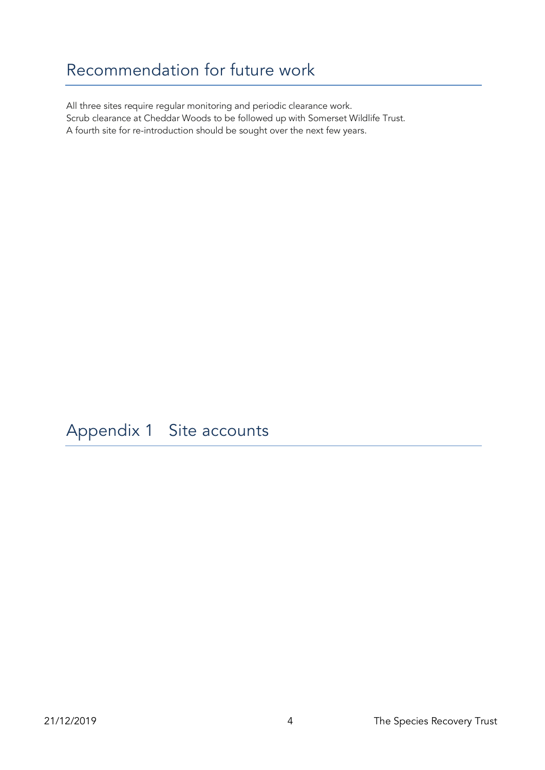# Recommendation for future work

All three sites require regular monitoring and periodic clearance work.
Scrub clearance at Cheddar Woods to be followed up with Somerset Wildlife Trust.
A fourth site for re-introduction should be sought over the next few years.

# Appendix 1   Site accounts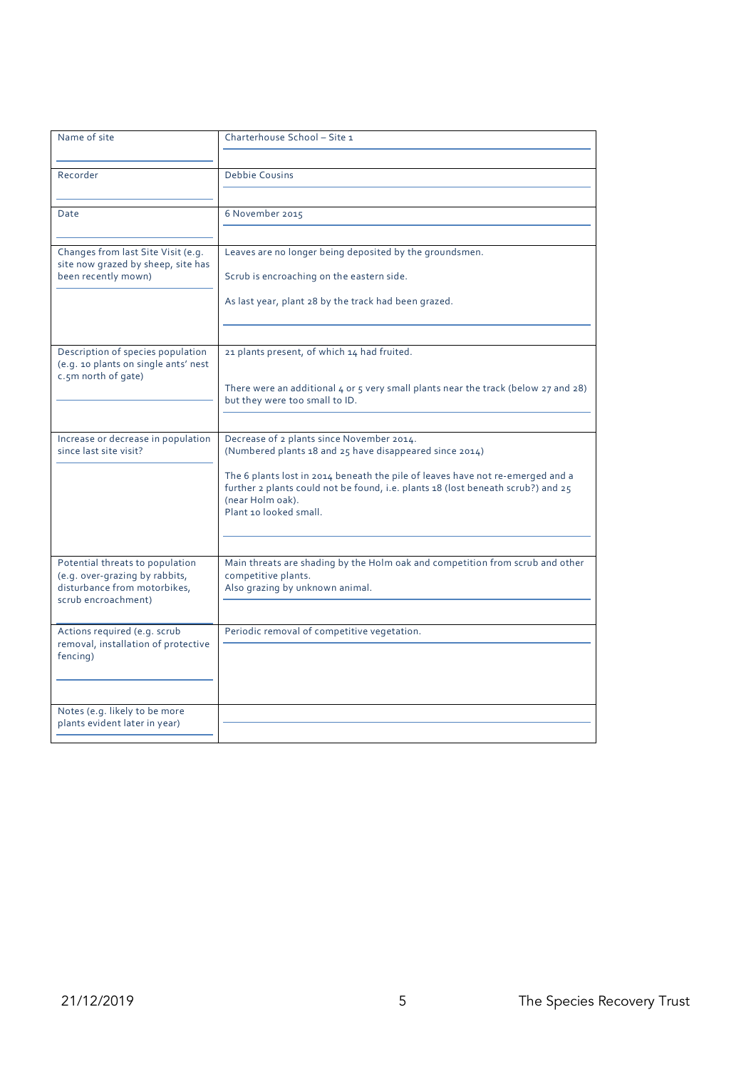| Name of site | Charterhouse School – Site 1 |
|---|---|
| Recorder | Debbie Cousins |
| Date | 6 November 2015 |
| Changes from last Site Visit (e.g. site now grazed by sheep, site has been recently mown) | Leaves are no longer being deposited by the groundsmen.<br><br>Scrub is encroaching on the eastern side.<br><br>As last year, plant 28 by the track had been grazed. |
| Description of species population (e.g. 10 plants on single ants' nest c.5m north of gate) | 21 plants present, of which 14 had fruited.<br><br>There were an additional 4 or 5 very small plants near the track (below 27 and 28) but they were too small to ID. |
| Increase or decrease in population since last site visit? | Decrease of 2 plants since November 2014.<br>(Numbered plants 18 and 25 have disappeared since 2014)<br><br>The 6 plants lost in 2014 beneath the pile of leaves have not re-emerged and a further 2 plants could not be found, i.e. plants 18 (lost beneath scrub?) and 25 (near Holm oak).<br>Plant 10 looked small. |
| Potential threats to population (e.g. over-grazing by rabbits, disturbance from motorbikes, scrub encroachment) | Main threats are shading by the Holm oak and competition from scrub and other competitive plants.<br>Also grazing by unknown animal. |
| Actions required (e.g. scrub removal, installation of protective fencing) | Periodic removal of competitive vegetation. |
| Notes (e.g. likely to be more plants evident later in year) | |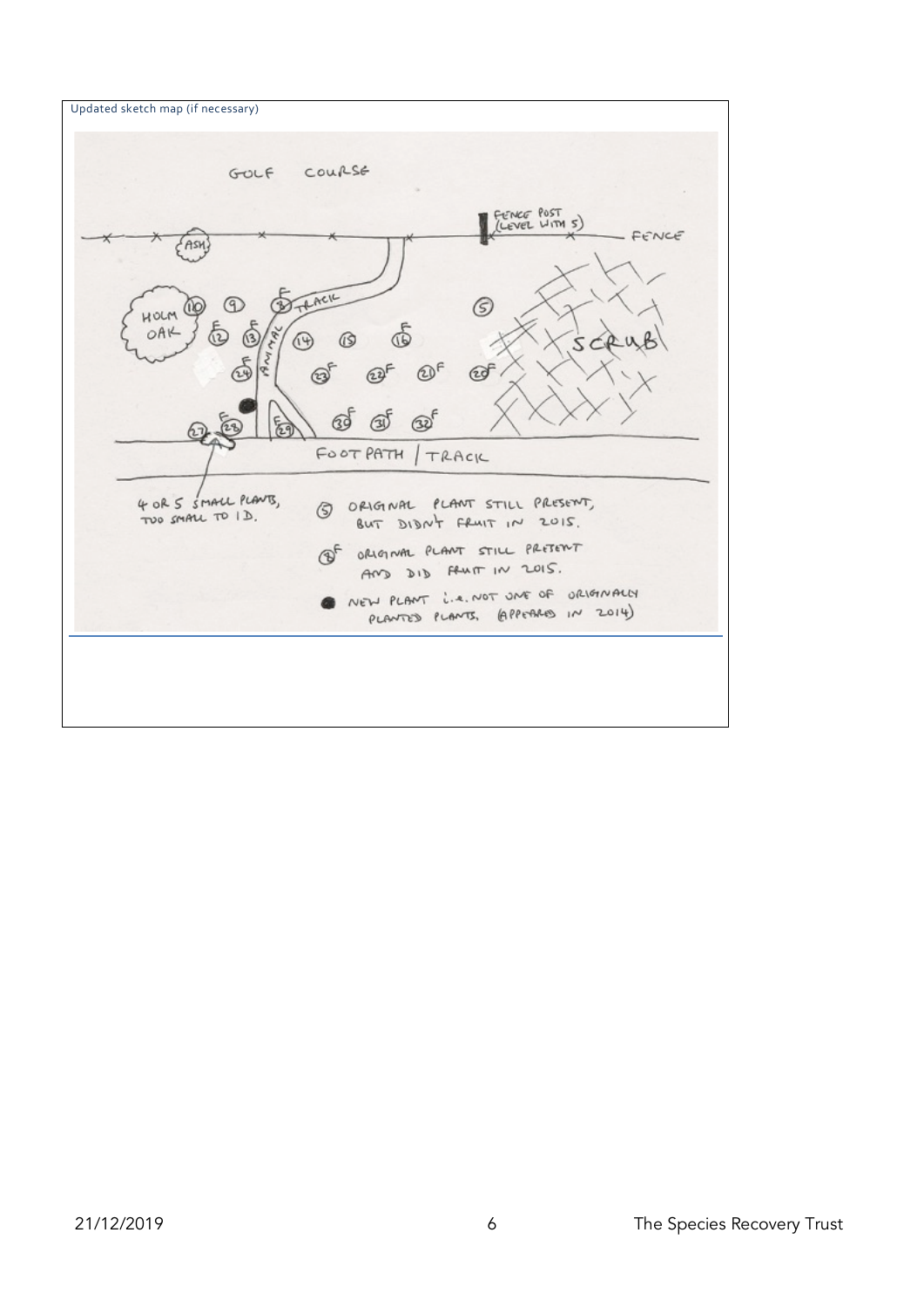Updated sketch map (if necessary)

GOLF COURSE

FENCE POST (LEVEL WITH 5)

FENCE

ASH

HOLM OAK

TRACK

ANIMAL TRACK

SCRUB

FOOT PATH / TRACK

4 OR 5 SMALL PLANTS, TOO SMALL TO ID.

⑤ ORIGINAL PLANT STILL PRESENT, BUT DIDN'T FRUIT IN 2015.

⑧F ORIGINAL PLANT STILL PRESENT AND DID FRUIT IN 2015.

● NEW PLANT i.e. NOT ONE OF ORIGINALLY PLANTED PLANTS. (APPEARED IN 2014)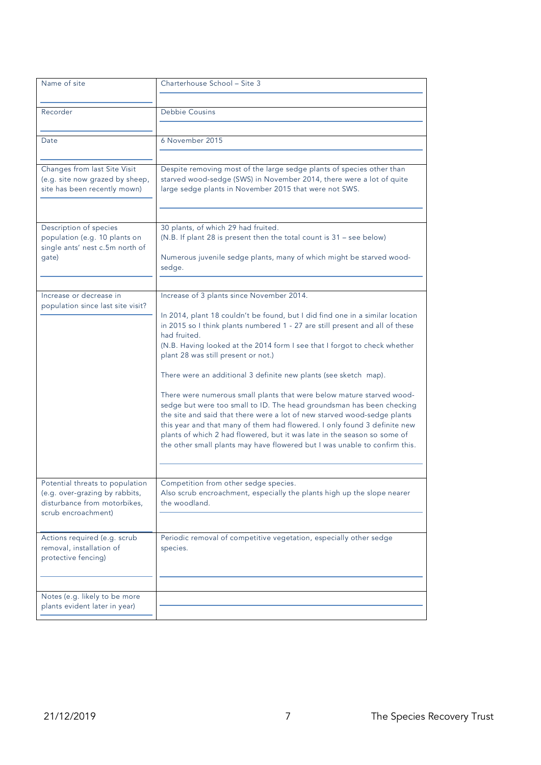| Name of site | Charterhouse School – Site 3 |
|---|---|
| Recorder | Debbie Cousins |
| Date | 6 November 2015 |
| Changes from last Site Visit (e.g. site now grazed by sheep, site has been recently mown) | Despite removing most of the large sedge plants of species other than starved wood-sedge (SWS) in November 2014, there were a lot of quite large sedge plants in November 2015 that were not SWS. |
| Description of species population (e.g. 10 plants on single ants' nest c.5m north of gate) | 30 plants, of which 29 had fruited.<br>(N.B. If plant 28 is present then the total count is 31 – see below)<br><br>Numerous juvenile sedge plants, many of which might be starved wood-sedge. |
| Increase or decrease in population since last site visit? | Increase of 3 plants since November 2014.<br><br>In 2014, plant 18 couldn't be found, but I did find one in a similar location in 2015 so I think plants numbered 1 - 27 are still present and all of these had fruited.<br>(N.B. Having looked at the 2014 form I see that I forgot to check whether plant 28 was still present or not.)<br><br>There were an additional 3 definite new plants (see sketch map).<br><br>There were numerous small plants that were below mature starved wood-sedge but were too small to ID. The head groundsman has been checking the site and said that there were a lot of new starved wood-sedge plants this year and that many of them had flowered. I only found 3 definite new plants of which 2 had flowered, but it was late in the season so some of the other small plants may have flowered but I was unable to confirm this. |
| Potential threats to population (e.g. over-grazing by rabbits, disturbance from motorbikes, scrub encroachment) | Competition from other sedge species.<br>Also scrub encroachment, especially the plants high up the slope nearer the woodland. |
| Actions required (e.g. scrub removal, installation of protective fencing) | Periodic removal of competitive vegetation, especially other sedge species. |
| Notes (e.g. likely to be more plants evident later in year) | |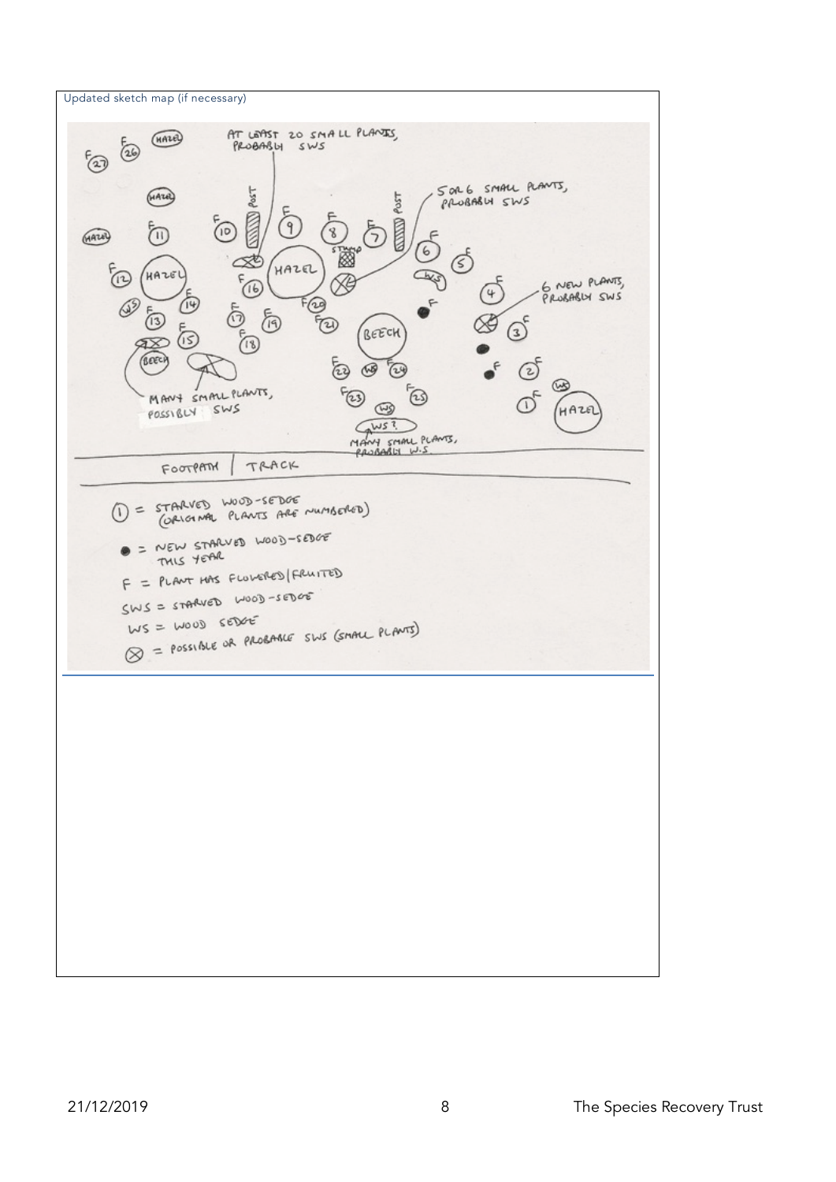Updated sketch map (if necessary)

AT LEAST 20 SMALL PLANTS, PROBABLY SWS

5 OR 6 SMALL PLANTS, PROBABLY SWS

6 NEW PLANTS, PROBABLY SWS

MANY SMALL PLANTS, POSSIBLY SWS

MANY SMALL PLANTS, PROBABLY W.S.

FOOTPATH / TRACK

① = STARVED WOOD-SEDGE (ORIGINAL PLANTS ARE NUMBERED)

● = NEW STARVED WOOD-SEDGE THIS YEAR

F = PLANT HAS FLOWERED/FRUITED

SWS = STARVED WOOD-SEDGE

WS = WOOD SEDGE

⊗ = POSSIBLE OR PROBABLE SWS (SMALL PLANTS)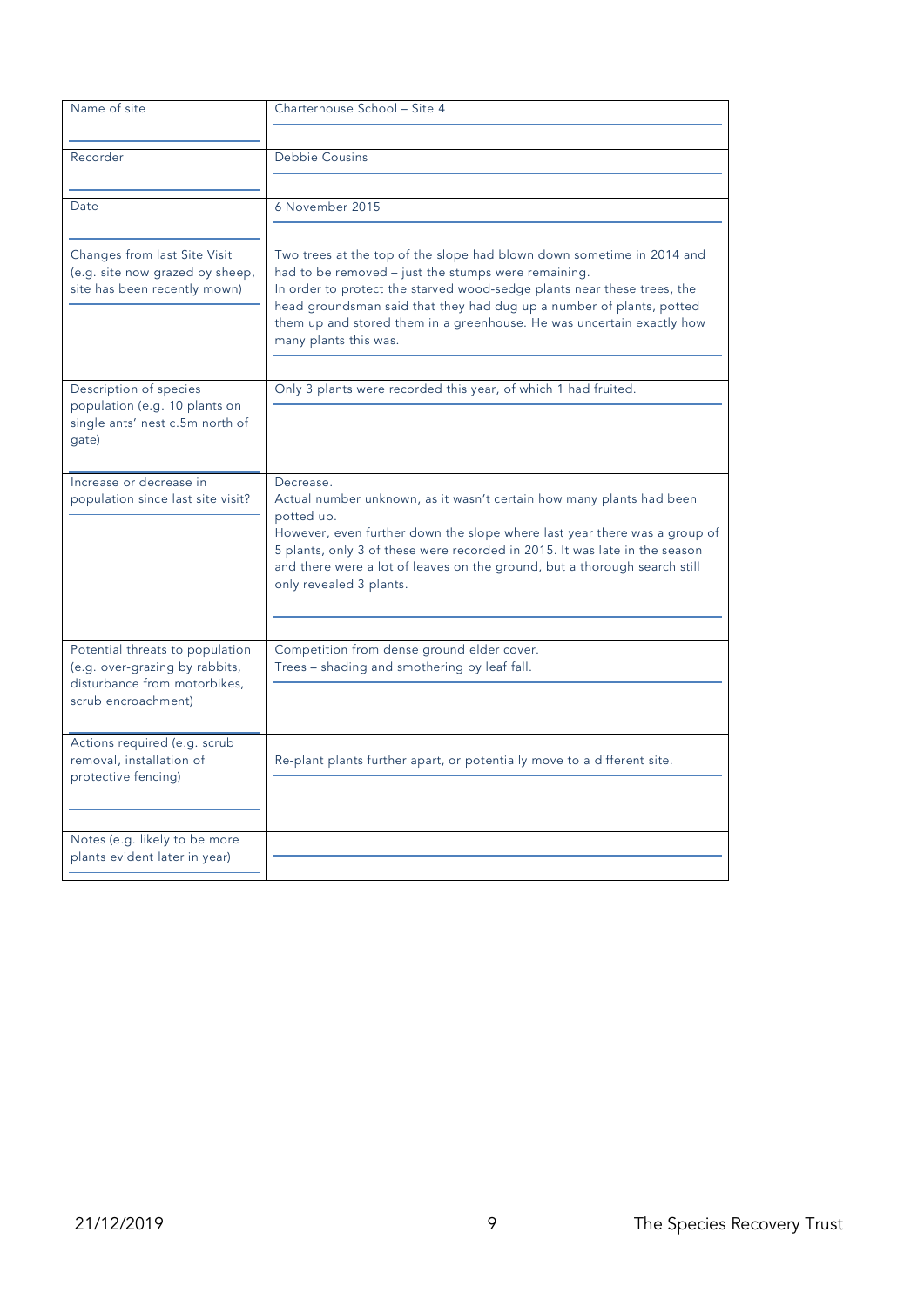| Name of site | Charterhouse School – Site 4 |
|---|---|
| Recorder | Debbie Cousins |
| Date | 6 November 2015 |
| Changes from last Site Visit (e.g. site now grazed by sheep, site has been recently mown) | Two trees at the top of the slope had blown down sometime in 2014 and had to be removed – just the stumps were remaining.<br>In order to protect the starved wood-sedge plants near these trees, the head groundsman said that they had dug up a number of plants, potted them up and stored them in a greenhouse. He was uncertain exactly how many plants this was. |
| Description of species population (e.g. 10 plants on single ants' nest c.5m north of gate) | Only 3 plants were recorded this year, of which 1 had fruited. |
| Increase or decrease in population since last site visit? | Decrease.<br>Actual number unknown, as it wasn't certain how many plants had been potted up.<br>However, even further down the slope where last year there was a group of 5 plants, only 3 of these were recorded in 2015. It was late in the season and there were a lot of leaves on the ground, but a thorough search still only revealed 3 plants. |
| Potential threats to population (e.g. over-grazing by rabbits, disturbance from motorbikes, scrub encroachment) | Competition from dense ground elder cover.<br>Trees – shading and smothering by leaf fall. |
| Actions required (e.g. scrub removal, installation of protective fencing) | Re-plant plants further apart, or potentially move to a different site. |
| Notes (e.g. likely to be more plants evident later in year) | |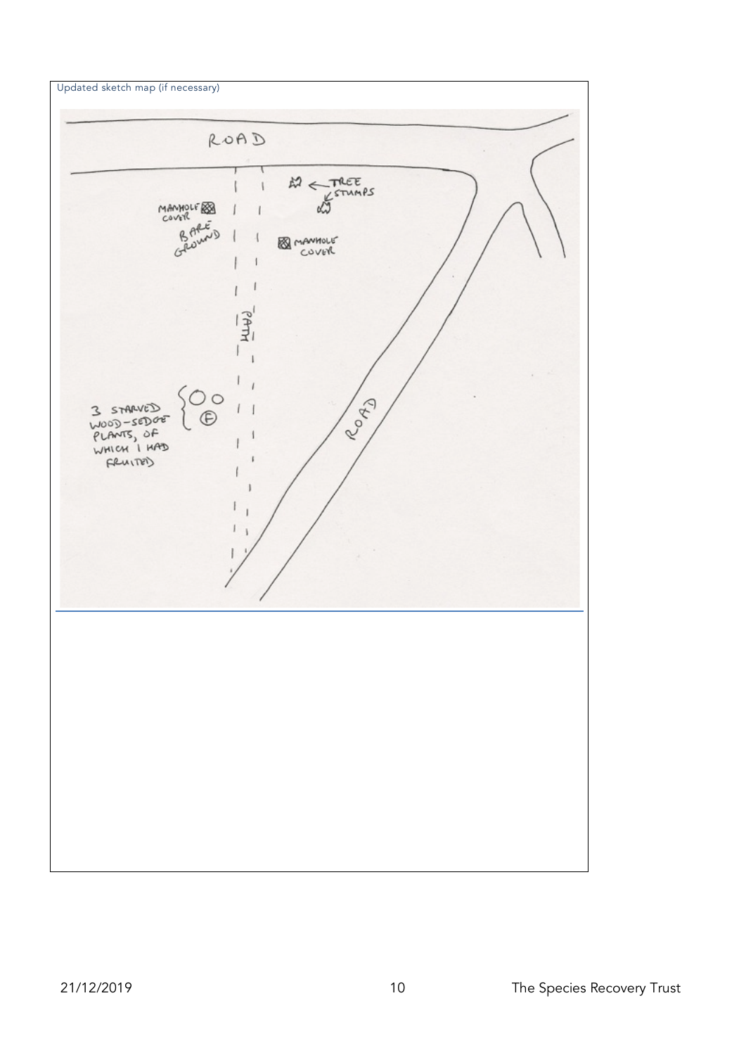Updated sketch map (if necessary)

ROAD

TREE STUMPS

MANHOLE COVER

BARE GROUND

MANHOLE COVER

PATH

ROAD

3 STARVED WOOD-SEDGE PLANTS, OF WHICH 1 HAD FRUITED

F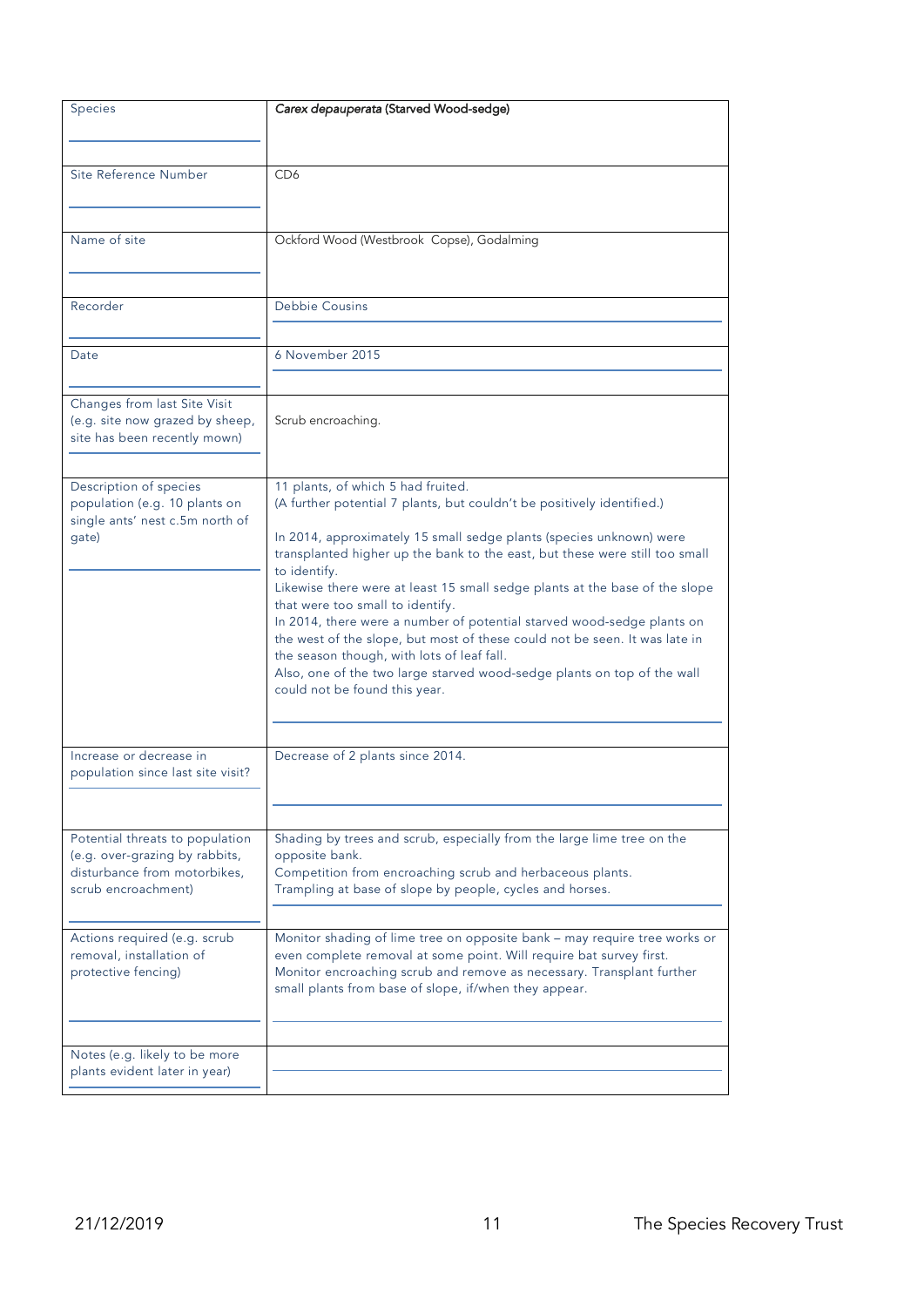| Species | *Carex depauperata* (Starved Wood-sedge) |
|---|---|
| Site Reference Number | CD6 |
| Name of site | Ockford Wood (Westbrook Copse), Godalming |
| Recorder | Debbie Cousins |
| Date | 6 November 2015 |
| Changes from last Site Visit (e.g. site now grazed by sheep, site has been recently mown) | Scrub encroaching. |
| Description of species population (e.g. 10 plants on single ants' nest c.5m north of gate) | 11 plants, of which 5 had fruited.<br>(A further potential 7 plants, but couldn't be positively identified.)<br><br>In 2014, approximately 15 small sedge plants (species unknown) were transplanted higher up the bank to the east, but these were still too small to identify.<br>Likewise there were at least 15 small sedge plants at the base of the slope that were too small to identify.<br>In 2014, there were a number of potential starved wood-sedge plants on the west of the slope, but most of these could not be seen. It was late in the season though, with lots of leaf fall.<br>Also, one of the two large starved wood-sedge plants on top of the wall could not be found this year. |
| Increase or decrease in population since last site visit? | Decrease of 2 plants since 2014. |
| Potential threats to population (e.g. over-grazing by rabbits, disturbance from motorbikes, scrub encroachment) | Shading by trees and scrub, especially from the large lime tree on the opposite bank.<br>Competition from encroaching scrub and herbaceous plants.<br>Trampling at base of slope by people, cycles and horses. |
| Actions required (e.g. scrub removal, installation of protective fencing) | Monitor shading of lime tree on opposite bank – may require tree works or even complete removal at some point. Will require bat survey first.<br>Monitor encroaching scrub and remove as necessary. Transplant further small plants from base of slope, if/when they appear. |
| Notes (e.g. likely to be more plants evident later in year) | |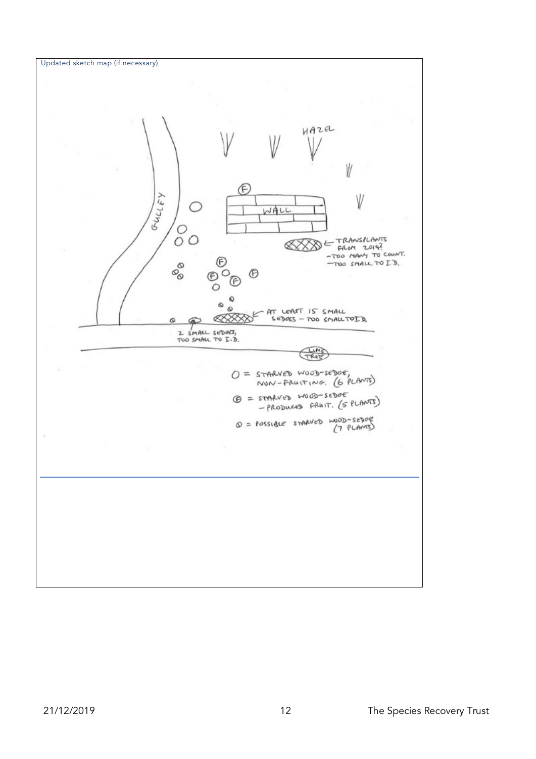Updated sketch map (if necessary)

GULLEY

HAZEL

WALL

TRANSPLANTS FROM 2014?
- TOO MANY TO COUNT.
- TOO SMALL TO I.D.

AT LEAST 15 SMALL SEDGES – TOO SMALL TO I.D.

2 SMALL SEDGES, TOO SMALL TO I.D.

LIME TREE

O = STARVED WOOD-SEDGE, NON-FRUITING. (6 PLANTS)

(F) = STARVED WOOD-SEDGE – PRODUCED FRUIT. (5 PLANTS)

Ø = POSSIBLE STARVED WOOD-SEDGE (7 PLANTS)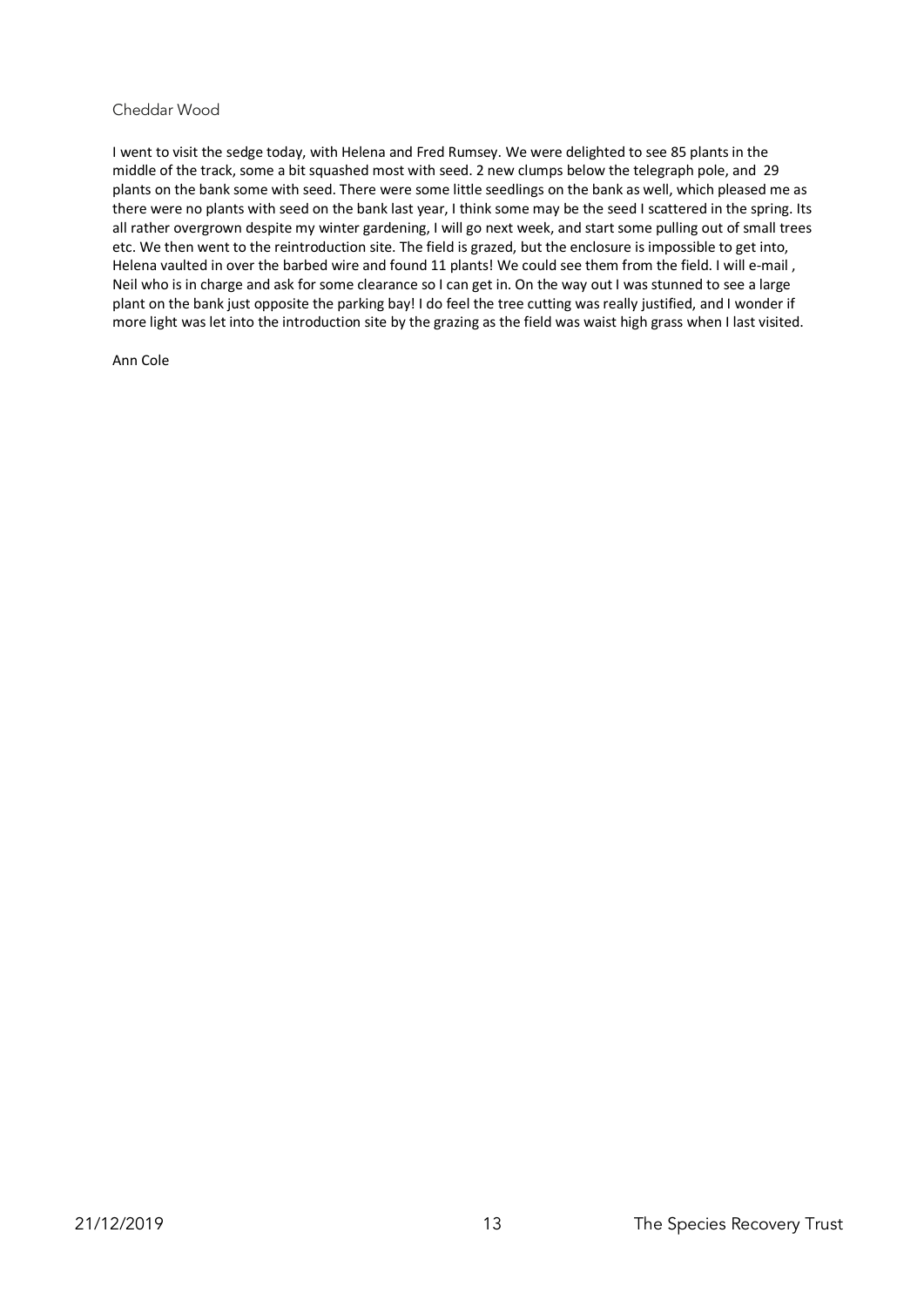## Cheddar Wood

I went to visit the sedge today, with Helena and Fred Rumsey. We were delighted to see 85 plants in the middle of the track, some a bit squashed most with seed. 2 new clumps below the telegraph pole, and 29 plants on the bank some with seed. There were some little seedlings on the bank as well, which pleased me as there were no plants with seed on the bank last year, I think some may be the seed I scattered in the spring. Its all rather overgrown despite my winter gardening, I will go next week, and start some pulling out of small trees etc. We then went to the reintroduction site. The field is grazed, but the enclosure is impossible to get into, Helena vaulted in over the barbed wire and found 11 plants! We could see them from the field. I will e-mail , Neil who is in charge and ask for some clearance so I can get in. On the way out I was stunned to see a large plant on the bank just opposite the parking bay! I do feel the tree cutting was really justified, and I wonder if more light was let into the introduction site by the grazing as the field was waist high grass when I last visited.

Ann Cole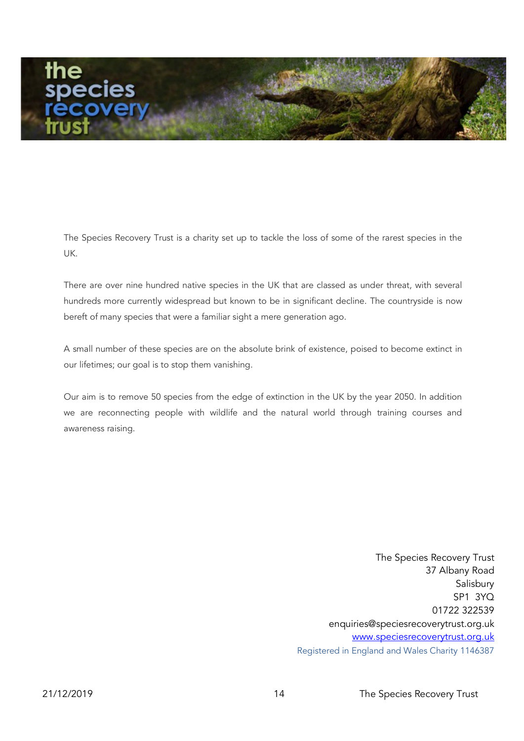the species recovery trust

The Species Recovery Trust is a charity set up to tackle the loss of some of the rarest species in the UK.

There are over nine hundred native species in the UK that are classed as under threat, with several hundreds more currently widespread but known to be in significant decline. The countryside is now bereft of many species that were a familiar sight a mere generation ago.

A small number of these species are on the absolute brink of existence, poised to become extinct in our lifetimes; our goal is to stop them vanishing.

Our aim is to remove 50 species from the edge of extinction in the UK by the year 2050. In addition we are reconnecting people with wildlife and the natural world through training courses and awareness raising.

The Species Recovery Trust
37 Albany Road
Salisbury
SP1 3YQ
01722 322539
enquiries@speciesrecoverytrust.org.uk
www.speciesrecoverytrust.org.uk
Registered in England and Wales Charity 1146387